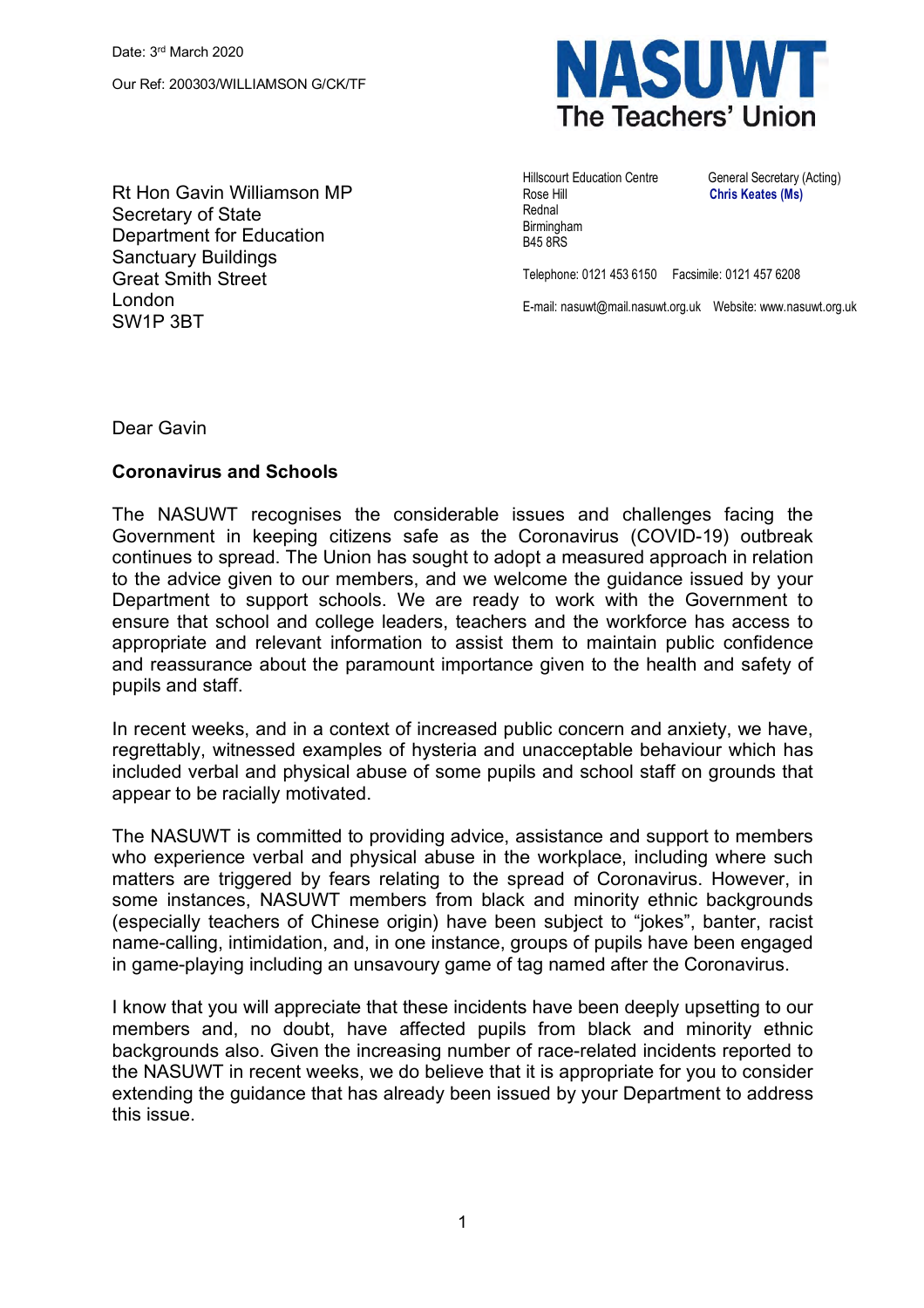Date: 3rd March 2020

Our Ref: 200303/WILLIAMSON G/CK/TF

NASUWT
The Teachers' Union

Hillscourt Education Centre
Rose Hill
Rednal
Birmingham
B45 8RS

General Secretary (Acting)
**Chris Keates (Ms)**

Telephone: 0121 453 6150   Facsimile: 0121 457 6208

E-mail: nasuwt@mail.nasuwt.org.uk   Website: www.nasuwt.org.uk

Rt Hon Gavin Williamson MP
Secretary of State
Department for Education
Sanctuary Buildings
Great Smith Street
London
SW1P 3BT

Dear Gavin

**Coronavirus and Schools**

The NASUWT recognises the considerable issues and challenges facing the Government in keeping citizens safe as the Coronavirus (COVID-19) outbreak continues to spread. The Union has sought to adopt a measured approach in relation to the advice given to our members, and we welcome the guidance issued by your Department to support schools. We are ready to work with the Government to ensure that school and college leaders, teachers and the workforce has access to appropriate and relevant information to assist them to maintain public confidence and reassurance about the paramount importance given to the health and safety of pupils and staff.

In recent weeks, and in a context of increased public concern and anxiety, we have, regrettably, witnessed examples of hysteria and unacceptable behaviour which has included verbal and physical abuse of some pupils and school staff on grounds that appear to be racially motivated.

The NASUWT is committed to providing advice, assistance and support to members who experience verbal and physical abuse in the workplace, including where such matters are triggered by fears relating to the spread of Coronavirus. However, in some instances, NASUWT members from black and minority ethnic backgrounds (especially teachers of Chinese origin) have been subject to "jokes", banter, racist name-calling, intimidation, and, in one instance, groups of pupils have been engaged in game-playing including an unsavoury game of tag named after the Coronavirus.

I know that you will appreciate that these incidents have been deeply upsetting to our members and, no doubt, have affected pupils from black and minority ethnic backgrounds also. Given the increasing number of race-related incidents reported to the NASUWT in recent weeks, we do believe that it is appropriate for you to consider extending the guidance that has already been issued by your Department to address this issue.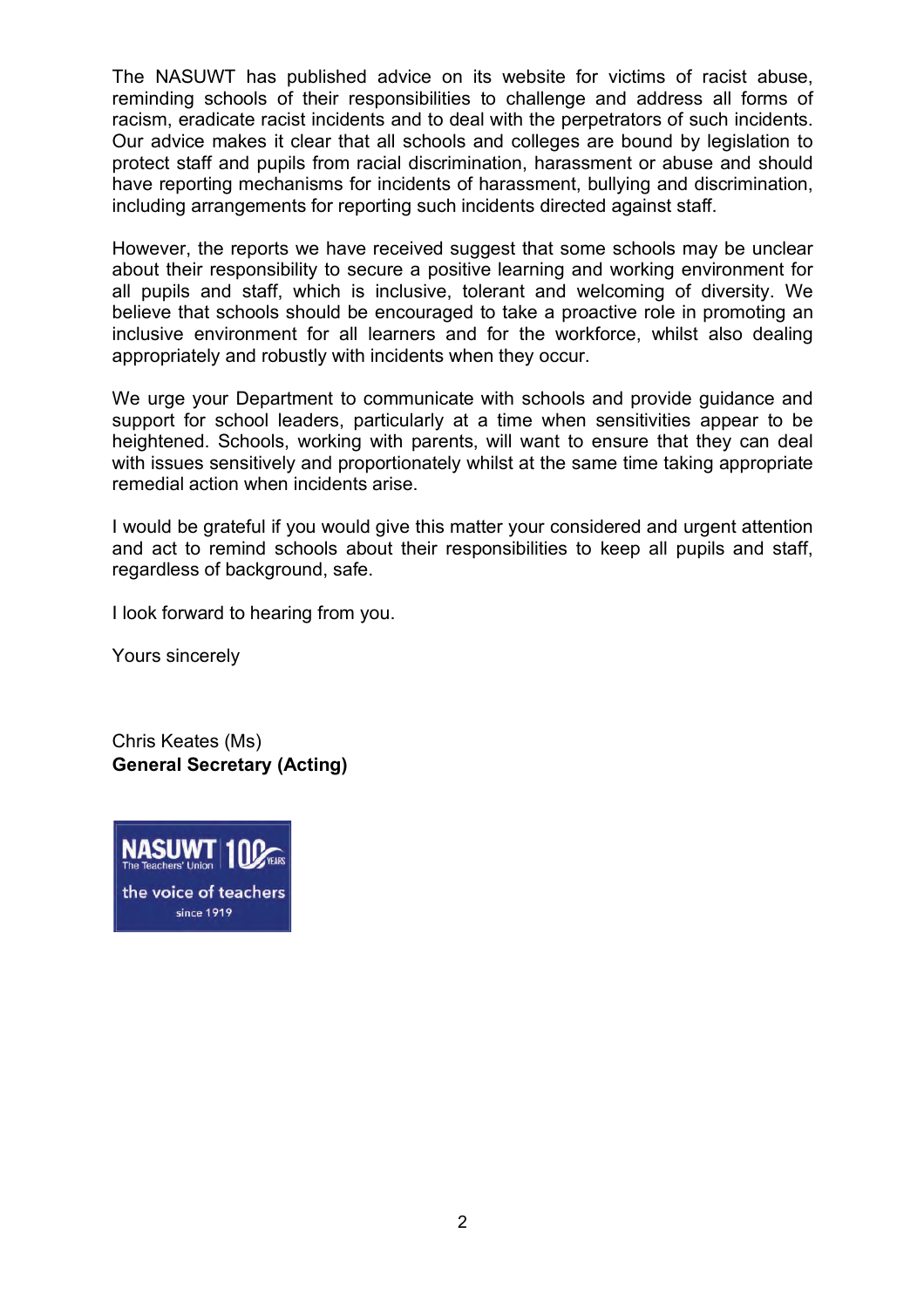The NASUWT has published advice on its website for victims of racist abuse, reminding schools of their responsibilities to challenge and address all forms of racism, eradicate racist incidents and to deal with the perpetrators of such incidents. Our advice makes it clear that all schools and colleges are bound by legislation to protect staff and pupils from racial discrimination, harassment or abuse and should have reporting mechanisms for incidents of harassment, bullying and discrimination, including arrangements for reporting such incidents directed against staff.

However, the reports we have received suggest that some schools may be unclear about their responsibility to secure a positive learning and working environment for all pupils and staff, which is inclusive, tolerant and welcoming of diversity. We believe that schools should be encouraged to take a proactive role in promoting an inclusive environment for all learners and for the workforce, whilst also dealing appropriately and robustly with incidents when they occur.

We urge your Department to communicate with schools and provide guidance and support for school leaders, particularly at a time when sensitivities appear to be heightened. Schools, working with parents, will want to ensure that they can deal with issues sensitively and proportionately whilst at the same time taking appropriate remedial action when incidents arise.

I would be grateful if you would give this matter your considered and urgent attention and act to remind schools about their responsibilities to keep all pupils and staff, regardless of background, safe.

I look forward to hearing from you.

Yours sincerely

Chris Keates (Ms)
**General Secretary (Acting)**

NASUWT The Teachers' Union 100 YEARS
the voice of teachers
since 1919